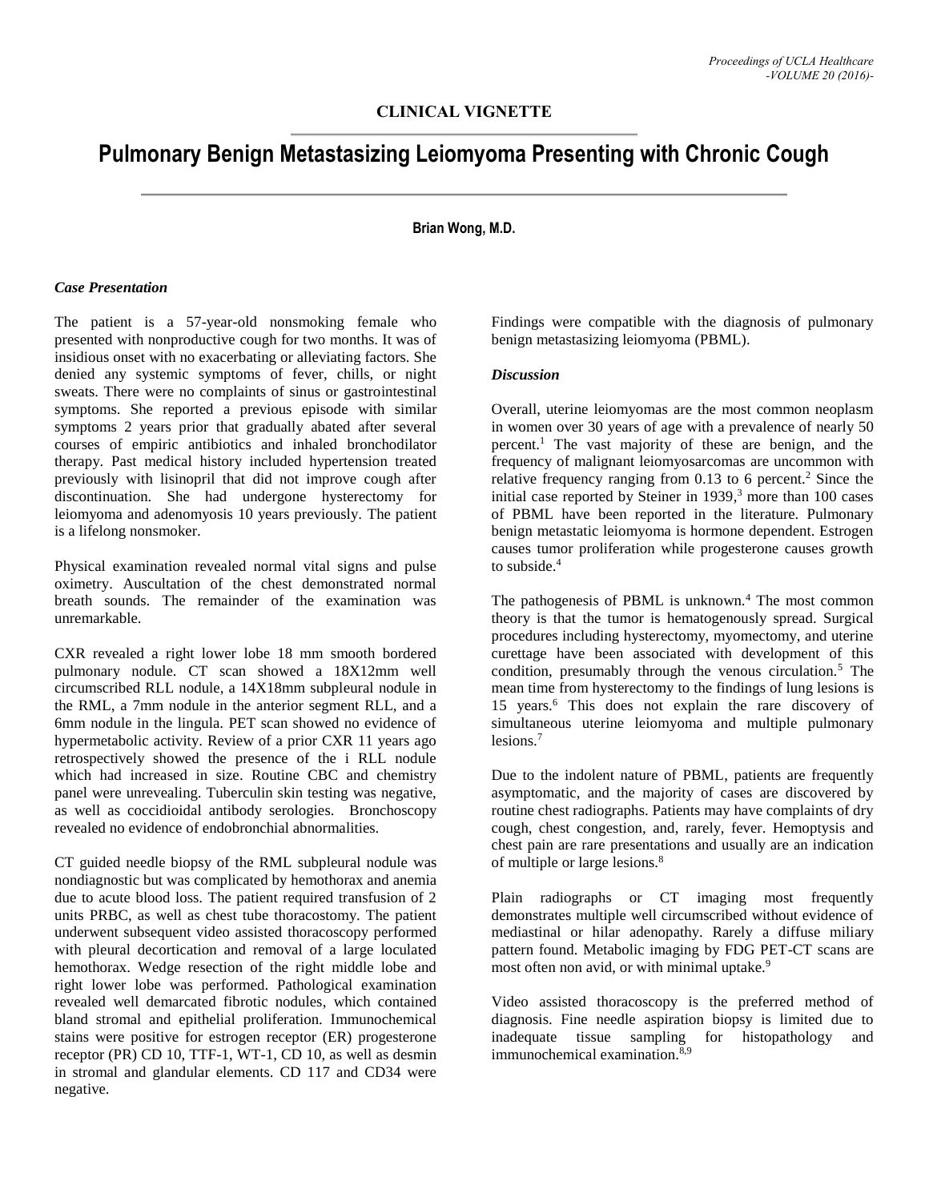## CLINICAL VIGNETTE

# Pulmonary Benign Metastasizing Leiomyoma Presenting with Chronic Cough

**Brian Wong, M.D.**

### *Case Presentation*

The patient is a 57-year-old nonsmoking female who presented with nonproductive cough for two months. It was of insidious onset with no exacerbating or alleviating factors. She denied any systemic symptoms of fever, chills, or night sweats. There were no complaints of sinus or gastrointestinal symptoms. She reported a previous episode with similar symptoms 2 years prior that gradually abated after several courses of empiric antibiotics and inhaled bronchodilator therapy. Past medical history included hypertension treated previously with lisinopril that did not improve cough after discontinuation. She had undergone hysterectomy for leiomyoma and adenomyosis 10 years previously. The patient is a lifelong nonsmoker.

Physical examination revealed normal vital signs and pulse oximetry. Auscultation of the chest demonstrated normal breath sounds. The remainder of the examination was unremarkable.

CXR revealed a right lower lobe 18 mm smooth bordered pulmonary nodule. CT scan showed a 18X12mm well circumscribed RLL nodule, a 14X18mm subpleural nodule in the RML, a 7mm nodule in the anterior segment RLL, and a 6mm nodule in the lingula. PET scan showed no evidence of hypermetabolic activity. Review of a prior CXR 11 years ago retrospectively showed the presence of the i RLL nodule which had increased in size. Routine CBC and chemistry panel were unrevealing. Tuberculin skin testing was negative, as well as coccidioidal antibody serologies. Bronchoscopy revealed no evidence of endobronchial abnormalities.

CT guided needle biopsy of the RML subpleural nodule was nondiagnostic but was complicated by hemothorax and anemia due to acute blood loss. The patient required transfusion of 2 units PRBC, as well as chest tube thoracostomy. The patient underwent subsequent video assisted thoracoscopy performed with pleural decortication and removal of a large loculated hemothorax. Wedge resection of the right middle lobe and right lower lobe was performed. Pathological examination revealed well demarcated fibrotic nodules, which contained bland stromal and epithelial proliferation. Immunochemical stains were positive for estrogen receptor (ER) progesterone receptor (PR) CD 10, TTF-1, WT-1, CD 10, as well as desmin in stromal and glandular elements. CD 117 and CD34 were negative.

Findings were compatible with the diagnosis of pulmonary benign metastasizing leiomyoma (PBML).

### *Discussion*

Overall, uterine leiomyomas are the most common neoplasm in women over 30 years of age with a prevalence of nearly 50 percent.[1] The vast majority of these are benign, and the frequency of malignant leiomyosarcomas are uncommon with relative frequency ranging from 0.13 to 6 percent.[2] Since the initial case reported by Steiner in 1939,[3] more than 100 cases of PBML have been reported in the literature. Pulmonary benign metastatic leiomyoma is hormone dependent. Estrogen causes tumor proliferation while progesterone causes growth to subside.[4]

The pathogenesis of PBML is unknown.[4] The most common theory is that the tumor is hematogenously spread. Surgical procedures including hysterectomy, myomectomy, and uterine curettage have been associated with development of this condition, presumably through the venous circulation.[5] The mean time from hysterectomy to the findings of lung lesions is 15 years.[6] This does not explain the rare discovery of simultaneous uterine leiomyoma and multiple pulmonary lesions.[7]

Due to the indolent nature of PBML, patients are frequently asymptomatic, and the majority of cases are discovered by routine chest radiographs. Patients may have complaints of dry cough, chest congestion, and, rarely, fever. Hemoptysis and chest pain are rare presentations and usually are an indication of multiple or large lesions.[8]

Plain radiographs or CT imaging most frequently demonstrates multiple well circumscribed without evidence of mediastinal or hilar adenopathy. Rarely a diffuse miliary pattern found. Metabolic imaging by FDG PET-CT scans are most often non avid, or with minimal uptake.[9]

Video assisted thoracoscopy is the preferred method of diagnosis. Fine needle aspiration biopsy is limited due to inadequate tissue sampling for histopathology and immunochemical examination.[8,9]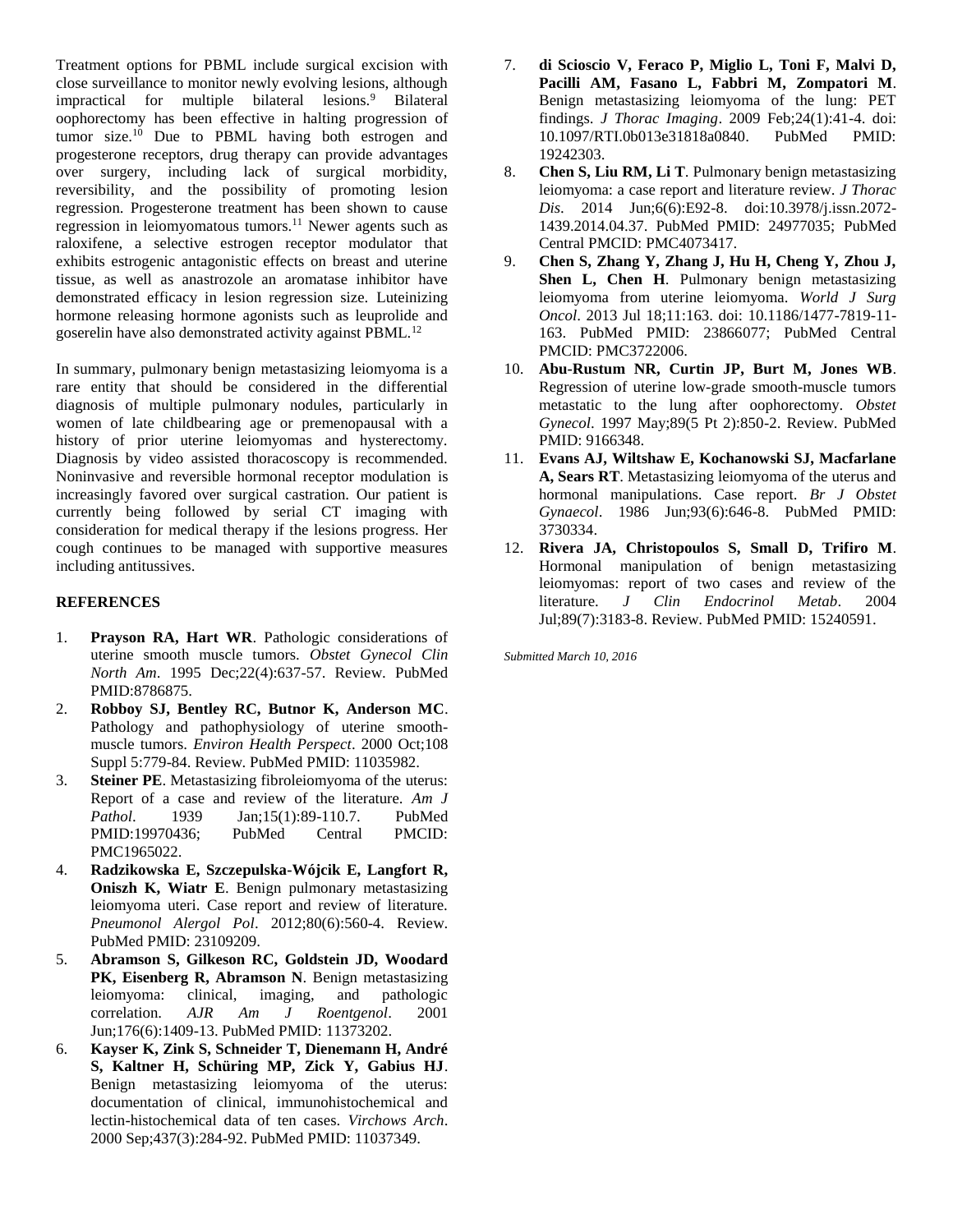Treatment options for PBML include surgical excision with close surveillance to monitor newly evolving lesions, although impractical for multiple bilateral lesions.[9] Bilateral oophorectomy has been effective in halting progression of tumor size.[10] Due to PBML having both estrogen and progesterone receptors, drug therapy can provide advantages over surgery, including lack of surgical morbidity, reversibility, and the possibility of promoting lesion regression. Progesterone treatment has been shown to cause regression in leiomyomatous tumors.[11] Newer agents such as raloxifene, a selective estrogen receptor modulator that exhibits estrogenic antagonistic effects on breast and uterine tissue, as well as anastrozole an aromatase inhibitor have demonstrated efficacy in lesion regression size. Luteinizing hormone releasing hormone agonists such as leuprolide and goserelin have also demonstrated activity against PBML.[12]

In summary, pulmonary benign metastasizing leiomyoma is a rare entity that should be considered in the differential diagnosis of multiple pulmonary nodules, particularly in women of late childbearing age or premenopausal with a history of prior uterine leiomyomas and hysterectomy. Diagnosis by video assisted thoracoscopy is recommended. Noninvasive and reversible hormonal receptor modulation is increasingly favored over surgical castration. Our patient is currently being followed by serial CT imaging with consideration for medical therapy if the lesions progress. Her cough continues to be managed with supportive measures including antitussives.

## REFERENCES

1. **Prayson RA, Hart WR**. Pathologic considerations of uterine smooth muscle tumors. *Obstet Gynecol Clin North Am*. 1995 Dec;22(4):637-57. Review. PubMed PMID:8786875.
2. **Robboy SJ, Bentley RC, Butnor K, Anderson MC**. Pathology and pathophysiology of uterine smooth-muscle tumors. *Environ Health Perspect*. 2000 Oct;108 Suppl 5:779-84. Review. PubMed PMID: 11035982.
3. **Steiner PE**. Metastasizing fibroleiomyoma of the uterus: Report of a case and review of the literature. *Am J Pathol*. 1939 Jan;15(1):89-110.7. PubMed PMID:19970436; PubMed Central PMCID: PMC1965022.
4. **Radzikowska E, Szczepulska-Wójcik E, Langfort R, Oniszh K, Wiatr E**. Benign pulmonary metastasizing leiomyoma uteri. Case report and review of literature. *Pneumonol Alergol Pol*. 2012;80(6):560-4. Review. PubMed PMID: 23109209.
5. **Abramson S, Gilkeson RC, Goldstein JD, Woodard PK, Eisenberg R, Abramson N**. Benign metastasizing leiomyoma: clinical, imaging, and pathologic correlation. *AJR Am J Roentgenol*. 2001 Jun;176(6):1409-13. PubMed PMID: 11373202.
6. **Kayser K, Zink S, Schneider T, Dienemann H, André S, Kaltner H, Schüring MP, Zick Y, Gabius HJ**. Benign metastasizing leiomyoma of the uterus: documentation of clinical, immunohistochemical and lectin-histochemical data of ten cases. *Virchows Arch*. 2000 Sep;437(3):284-92. PubMed PMID: 11037349.
7. **di Scioscio V, Feraco P, Miglio L, Toni F, Malvi D, Pacilli AM, Fasano L, Fabbri M, Zompatori M**. Benign metastasizing leiomyoma of the lung: PET findings. *J Thorac Imaging*. 2009 Feb;24(1):41-4. doi: 10.1097/RTI.0b013e31818a0840. PubMed PMID: 19242303.
8. **Chen S, Liu RM, Li T**. Pulmonary benign metastasizing leiomyoma: a case report and literature review. *J Thorac Dis*. 2014 Jun;6(6):E92-8. doi:10.3978/j.issn.2072-1439.2014.04.37. PubMed PMID: 24977035; PubMed Central PMCID: PMC4073417.
9. **Chen S, Zhang Y, Zhang J, Hu H, Cheng Y, Zhou J, Shen L, Chen H**. Pulmonary benign metastasizing leiomyoma from uterine leiomyoma. *World J Surg Oncol*. 2013 Jul 18;11:163. doi: 10.1186/1477-7819-11-163. PubMed PMID: 23866077; PubMed Central PMCID: PMC3722006.
10. **Abu-Rustum NR, Curtin JP, Burt M, Jones WB**. Regression of uterine low-grade smooth-muscle tumors metastatic to the lung after oophorectomy. *Obstet Gynecol*. 1997 May;89(5 Pt 2):850-2. Review. PubMed PMID: 9166348.
11. **Evans AJ, Wiltshaw E, Kochanowski SJ, Macfarlane A, Sears RT**. Metastasizing leiomyoma of the uterus and hormonal manipulations. Case report. *Br J Obstet Gynaecol*. 1986 Jun;93(6):646-8. PubMed PMID: 3730334.
12. **Rivera JA, Christopoulos S, Small D, Trifiro M**. Hormonal manipulation of benign metastasizing leiomyomas: report of two cases and review of the literature. *J Clin Endocrinol Metab*. 2004 Jul;89(7):3183-8. Review. PubMed PMID: 15240591.

*Submitted March 10, 2016*